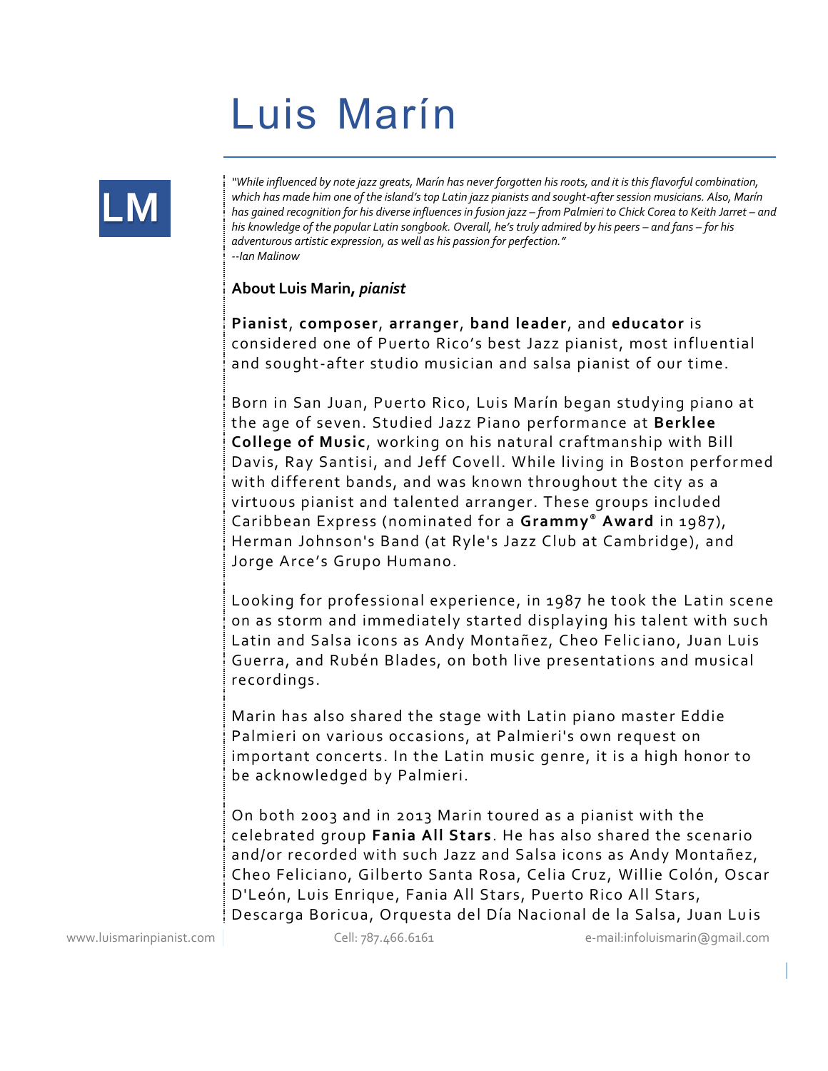# Luis Marín

LM

*"While influenced by note jazz greats, Marín has never forgotten his roots, and it is this flavorful combination, which has made him one of the island's top Latin jazz pianists and sought-after session musicians. Also, Marín has gained recognition for his diverse influences in fusion jazz – from Palmieri to Chick Corea to Keith Jarret – and his knowledge of the popular Latin songbook. Overall, he's truly admired by his peers – and fans – for his adventurous artistic expression, as well as his passion for perfection."*
*--Ian Malinow*

**About Luis Marin, *pianist***

**Pianist**, **composer**, **arranger**, **band leader**, and **educator** is considered one of Puerto Rico's best Jazz pianist, most influential and sought-after studio musician and salsa pianist of our time.

Born in San Juan, Puerto Rico, Luis Marín began studying piano at the age of seven. Studied Jazz Piano performance at **Berklee College of Music**, working on his natural craftmanship with Bill Davis, Ray Santisi, and Jeff Covell. While living in Boston performed with different bands, and was known throughout the city as a virtuous pianist and talented arranger. These groups included Caribbean Express (nominated for a **Grammy® Award** in 1987), Herman Johnson's Band (at Ryle's Jazz Club at Cambridge), and Jorge Arce's Grupo Humano.

Looking for professional experience, in 1987 he took the Latin scene on as storm and immediately started displaying his talent with such Latin and Salsa icons as Andy Montañez, Cheo Feliciano, Juan Luis Guerra, and Rubén Blades, on both live presentations and musical recordings.

Marin has also shared the stage with Latin piano master Eddie Palmieri on various occasions, at Palmieri's own request on important concerts. In the Latin music genre, it is a high honor to be acknowledged by Palmieri.

On both 2003 and in 2013 Marin toured as a pianist with the celebrated group **Fania All Stars**. He has also shared the scenario and/or recorded with such Jazz and Salsa icons as Andy Montañez, Cheo Feliciano, Gilberto Santa Rosa, Celia Cruz, Willie Colón, Oscar D'León, Luis Enrique, Fania All Stars, Puerto Rico All Stars, Descarga Boricua, Orquesta del Día Nacional de la Salsa, Juan Luis

www.luismarinpianist.com | Cell: 787.466.6161 | e-mail:infoluismarin@gmail.com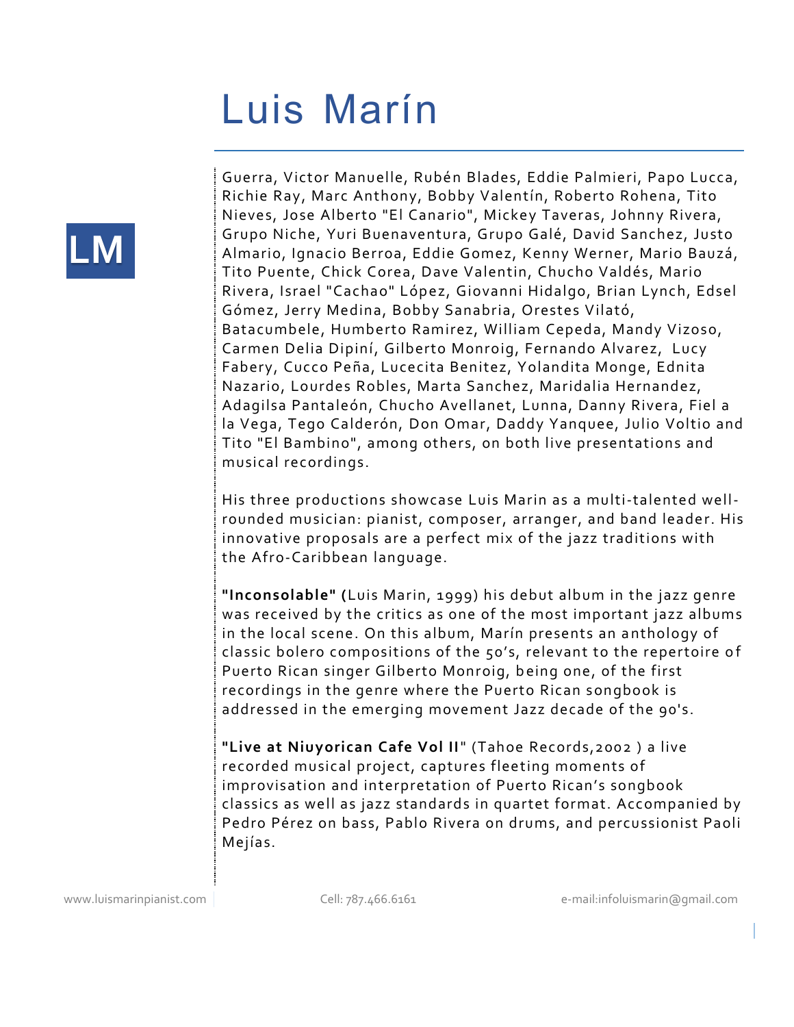# Luis Marín

Guerra, Victor Manuelle, Rubén Blades, Eddie Palmieri, Papo Lucca, Richie Ray, Marc Anthony, Bobby Valentín, Roberto Rohena, Tito Nieves, Jose Alberto "El Canario", Mickey Taveras, Johnny Rivera, Grupo Niche, Yuri Buenaventura, Grupo Galé, David Sanchez, Justo Almario, Ignacio Berroa, Eddie Gomez, Kenny Werner, Mario Bauzá, Tito Puente, Chick Corea, Dave Valentin, Chucho Valdés, Mario Rivera, Israel "Cachao" López, Giovanni Hidalgo, Brian Lynch, Edsel Gómez, Jerry Medina, Bobby Sanabria, Orestes Vilató, Batacumbele, Humberto Ramirez, William Cepeda, Mandy Vizoso, Carmen Delia Dipiní, Gilberto Monroig, Fernando Alvarez, Lucy Fabery, Cucco Peña, Lucecita Benitez, Yolandita Monge, Ednita Nazario, Lourdes Robles, Marta Sanchez, Maridalia Hernandez, Adagilsa Pantaleón, Chucho Avellanet, Lunna, Danny Rivera, Fiel a la Vega, Tego Calderón, Don Omar, Daddy Yanquee, Julio Voltio and Tito "El Bambino", among others, on both live presentations and musical recordings.

His three productions showcase Luis Marin as a multi-talented well-rounded musician: pianist, composer, arranger, and band leader. His innovative proposals are a perfect mix of the jazz traditions with the Afro-Caribbean language.

**"Inconsolable" (**Luis Marin, 1999) his debut album in the jazz genre was received by the critics as one of the most important jazz albums in the local scene. On this album, Marín presents an anthology of classic bolero compositions of the 50's, relevant to the repertoire of Puerto Rican singer Gilberto Monroig, being one, of the first recordings in the genre where the Puerto Rican songbook is addressed in the emerging movement Jazz decade of the 90's.

**"Live at Niuyorican Cafe Vol II"** (Tahoe Records,2002 ) a live recorded musical project, captures fleeting moments of improvisation and interpretation of Puerto Rican's songbook classics as well as jazz standards in quartet format. Accompanied by Pedro Pérez on bass, Pablo Rivera on drums, and percussionist Paoli Mejías.

www.luismarinpianist.com | Cell: 787.466.6161 | e-mail:infoluismarin@gmail.com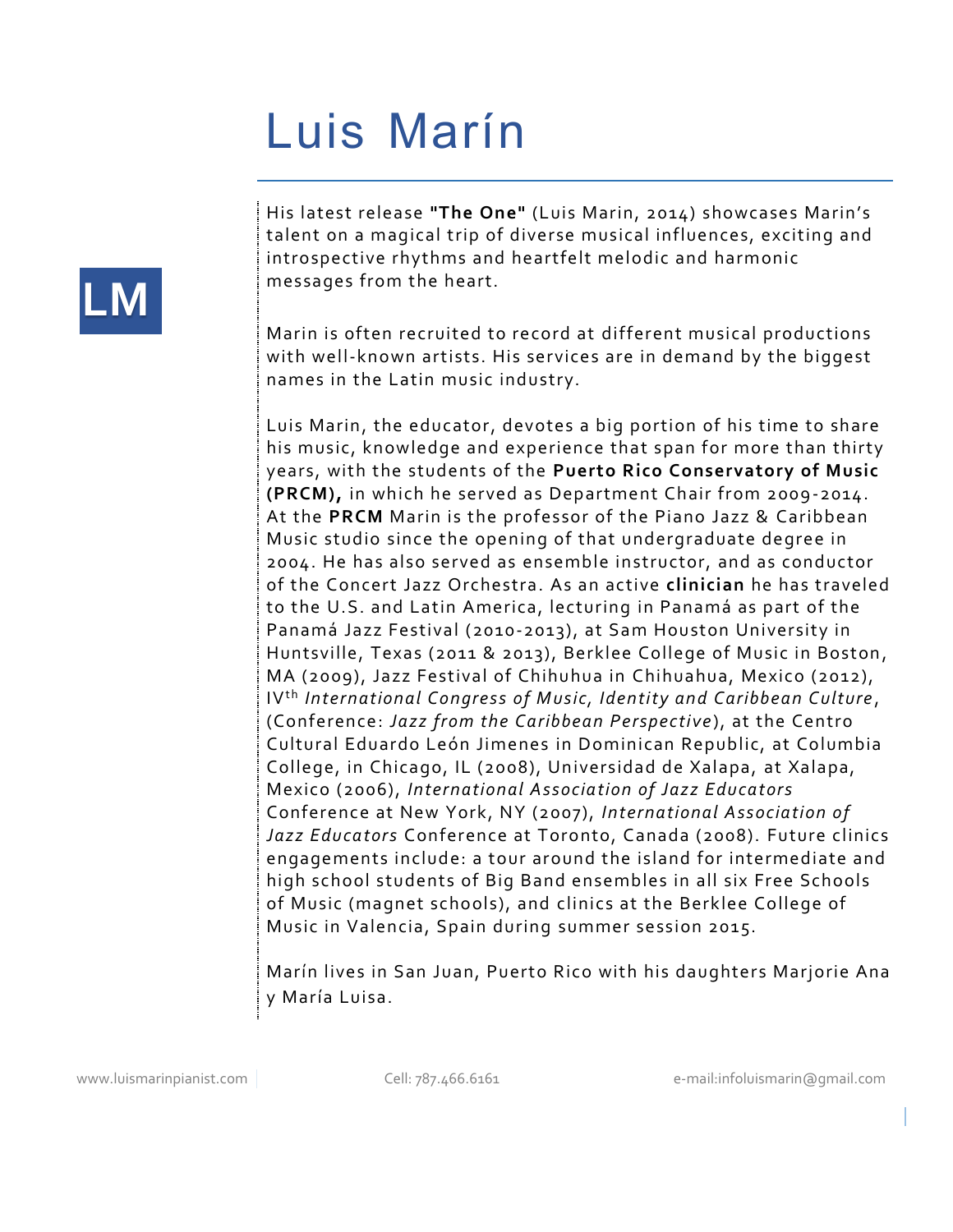# Luis Marín

LM

His latest release **"The One"** (Luis Marin, 2014) showcases Marin's talent on a magical trip of diverse musical influences, exciting and introspective rhythms and heartfelt melodic and harmonic messages from the heart.

Marin is often recruited to record at different musical productions with well-known artists. His services are in demand by the biggest names in the Latin music industry.

Luis Marin, the educator, devotes a big portion of his time to share his music, knowledge and experience that span for more than thirty years, with the students of the **Puerto Rico Conservatory of Music (PRCM),** in which he served as Department Chair from 2009-2014. At the **PRCM** Marin is the professor of the Piano Jazz & Caribbean Music studio since the opening of that undergraduate degree in 2004. He has also served as ensemble instructor, and as conductor of the Concert Jazz Orchestra. As an active **clinician** he has traveled to the U.S. and Latin America, lecturing in Panamá as part of the Panamá Jazz Festival (2010-2013), at Sam Houston University in Huntsville, Texas (2011 & 2013), Berklee College of Music in Boston, MA (2009), Jazz Festival of Chihuhua in Chihuahua, Mexico (2012), IVth *International Congress of Music, Identity and Caribbean Culture*, (Conference: *Jazz from the Caribbean Perspective*), at the Centro Cultural Eduardo León Jimenes in Dominican Republic, at Columbia College, in Chicago, IL (2008), Universidad de Xalapa, at Xalapa, Mexico (2006), *International Association of Jazz Educators* Conference at New York, NY (2007), *International Association of Jazz Educators* Conference at Toronto, Canada (2008). Future clinics engagements include: a tour around the island for intermediate and high school students of Big Band ensembles in all six Free Schools of Music (magnet schools), and clinics at the Berklee College of Music in Valencia, Spain during summer session 2015.

Marín lives in San Juan, Puerto Rico with his daughters Marjorie Ana y María Luisa.

www.luismarinpianist.com | Cell: 787.466.6161 | e-mail:infoluismarin@gmail.com